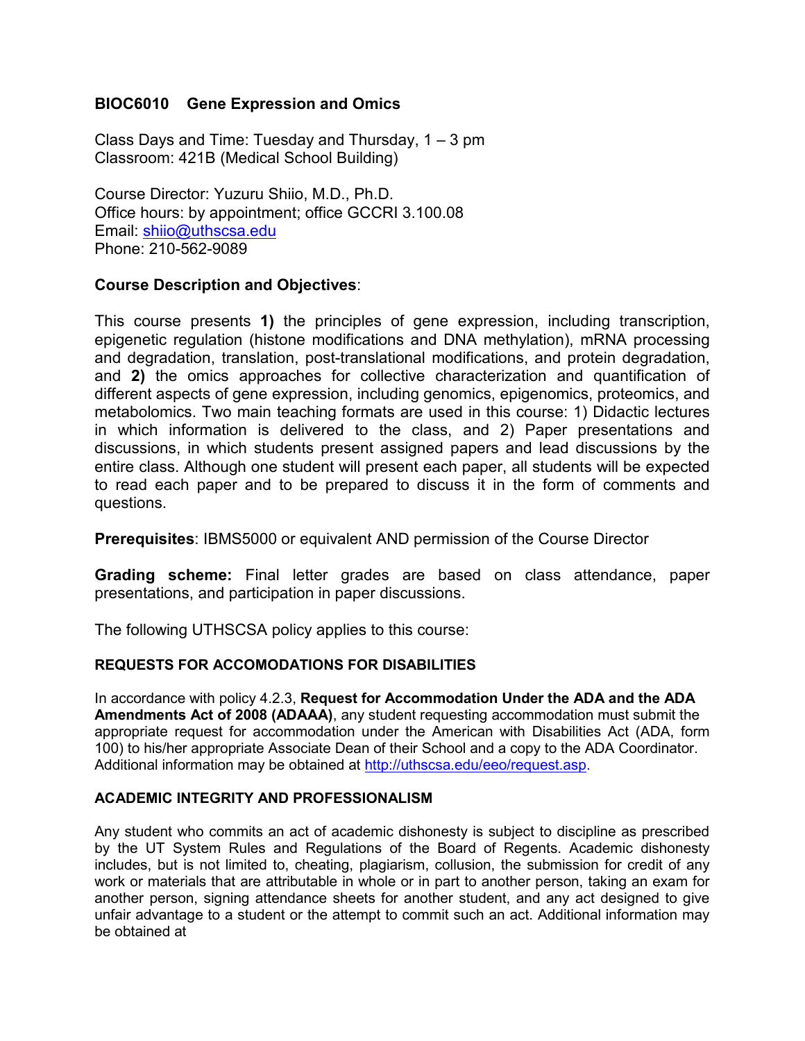## BIOC6010 Gene Expression and Omics

Class Days and Time: Tuesday and Thursday, 1 – 3 pm
Classroom: 421B (Medical School Building)

Course Director: Yuzuru Shiio, M.D., Ph.D.
Office hours: by appointment; office GCCRI 3.100.08
Email: shiio@uthscsa.edu
Phone: 210-562-9089

**Course Description and Objectives**:

This course presents **1)** the principles of gene expression, including transcription, epigenetic regulation (histone modifications and DNA methylation), mRNA processing and degradation, translation, post-translational modifications, and protein degradation, and **2)** the omics approaches for collective characterization and quantification of different aspects of gene expression, including genomics, epigenomics, proteomics, and metabolomics. Two main teaching formats are used in this course: 1) Didactic lectures in which information is delivered to the class, and 2) Paper presentations and discussions, in which students present assigned papers and lead discussions by the entire class. Although one student will present each paper, all students will be expected to read each paper and to be prepared to discuss it in the form of comments and questions.

**Prerequisites**: IBMS5000 or equivalent AND permission of the Course Director

**Grading scheme:** Final letter grades are based on class attendance, paper presentations, and participation in paper discussions.

The following UTHSCSA policy applies to this course:

### REQUESTS FOR ACCOMODATIONS FOR DISABILITIES

In accordance with policy 4.2.3, **Request for Accommodation Under the ADA and the ADA Amendments Act of 2008 (ADAAA)**, any student requesting accommodation must submit the appropriate request for accommodation under the American with Disabilities Act (ADA, form 100) to his/her appropriate Associate Dean of their School and a copy to the ADA Coordinator. Additional information may be obtained at http://uthscsa.edu/eeo/request.asp.

### ACADEMIC INTEGRITY AND PROFESSIONALISM

Any student who commits an act of academic dishonesty is subject to discipline as prescribed by the UT System Rules and Regulations of the Board of Regents. Academic dishonesty includes, but is not limited to, cheating, plagiarism, collusion, the submission for credit of any work or materials that are attributable in whole or in part to another person, taking an exam for another person, signing attendance sheets for another student, and any act designed to give unfair advantage to a student or the attempt to commit such an act. Additional information may be obtained at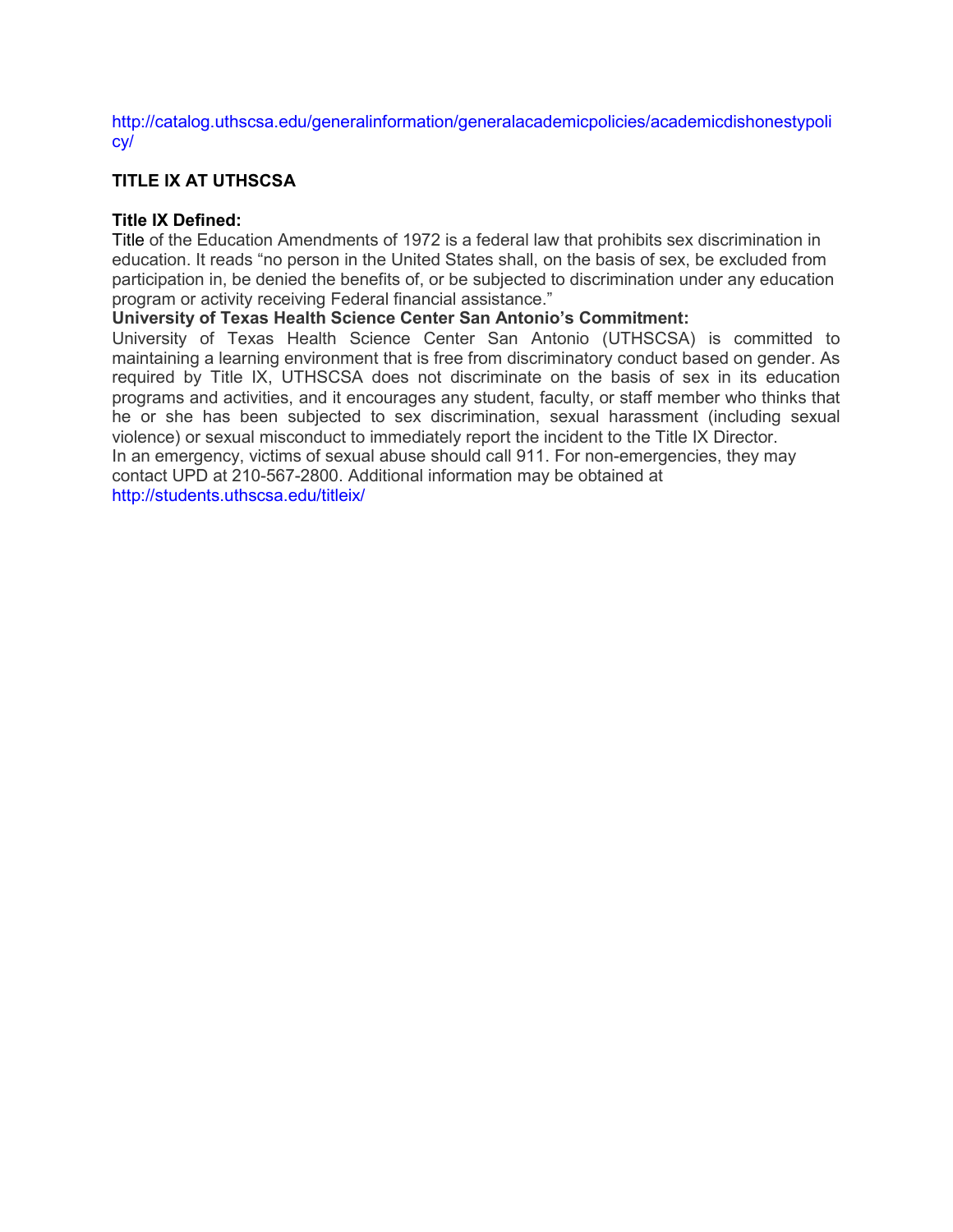http://catalog.uthscsa.edu/generalinformation/generalacademicpolicies/academicdishonestypolicy/

**TITLE IX AT UTHSCSA**

**Title IX Defined:**
Title of the Education Amendments of 1972 is a federal law that prohibits sex discrimination in education. It reads "no person in the United States shall, on the basis of sex, be excluded from participation in, be denied the benefits of, or be subjected to discrimination under any education program or activity receiving Federal financial assistance."

**University of Texas Health Science Center San Antonio's Commitment:**
University of Texas Health Science Center San Antonio (UTHSCSA) is committed to maintaining a learning environment that is free from discriminatory conduct based on gender. As required by Title IX, UTHSCSA does not discriminate on the basis of sex in its education programs and activities, and it encourages any student, faculty, or staff member who thinks that he or she has been subjected to sex discrimination, sexual harassment (including sexual violence) or sexual misconduct to immediately report the incident to the Title IX Director.

In an emergency, victims of sexual abuse should call 911. For non-emergencies, they may contact UPD at 210-567-2800. Additional information may be obtained at http://students.uthscsa.edu/titleix/